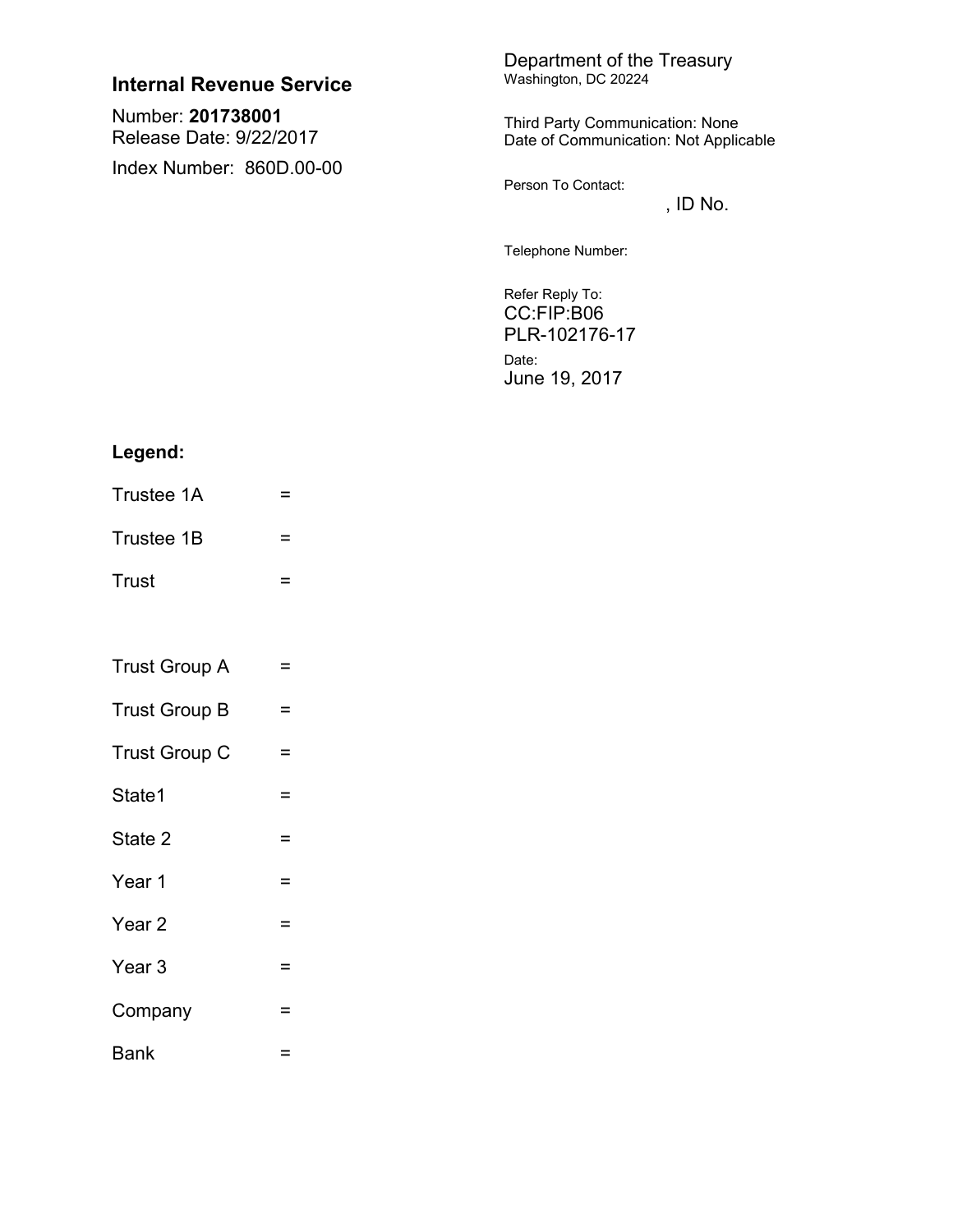**Internal Revenue Service**

Number: **201738001**
Release Date: 9/22/2017

Index Number: 860D.00-00

Department of the Treasury
Washington, DC 20224

Third Party Communication: None
Date of Communication: Not Applicable

Person To Contact:
, ID No.

Telephone Number:

Refer Reply To:
CC:FIP:B06
PLR-102176-17

Date:
June 19, 2017

**Legend:**

Trustee 1A =

Trustee 1B =

Trust =

Trust Group A =

Trust Group B =

Trust Group C =

State1 =

State 2 =

Year 1 =

Year 2 =

Year 3 =

Company =

Bank =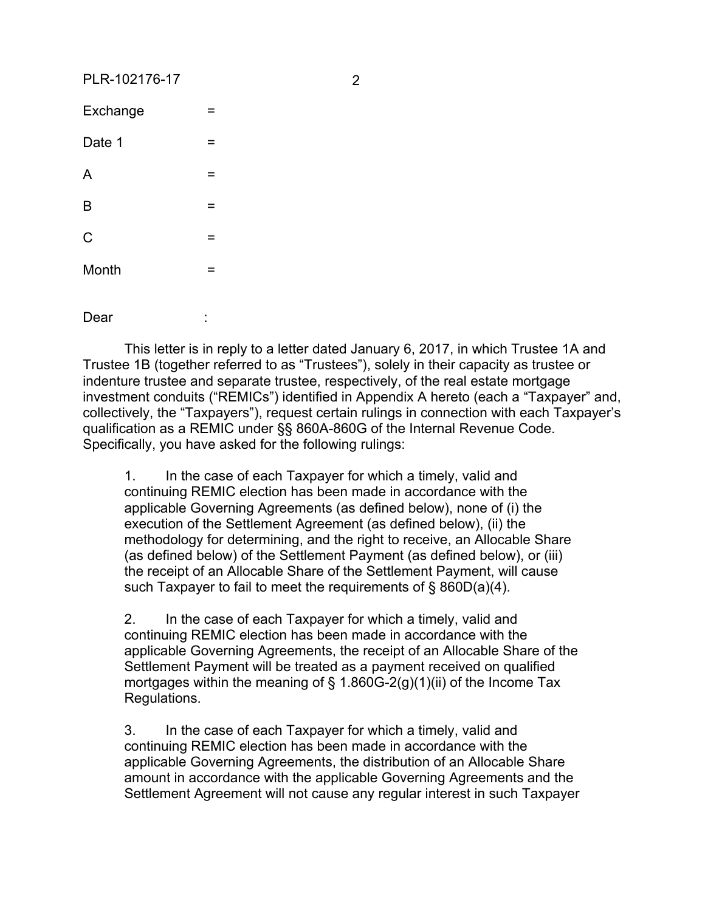Exchange =

Date 1 =

A =

B =

C =

Month =

Dear :

This letter is in reply to a letter dated January 6, 2017, in which Trustee 1A and Trustee 1B (together referred to as "Trustees"), solely in their capacity as trustee or indenture trustee and separate trustee, respectively, of the real estate mortgage investment conduits ("REMICs") identified in Appendix A hereto (each a "Taxpayer" and, collectively, the "Taxpayers"), request certain rulings in connection with each Taxpayer's qualification as a REMIC under §§ 860A-860G of the Internal Revenue Code. Specifically, you have asked for the following rulings:

> 1. In the case of each Taxpayer for which a timely, valid and continuing REMIC election has been made in accordance with the applicable Governing Agreements (as defined below), none of (i) the execution of the Settlement Agreement (as defined below), (ii) the methodology for determining, and the right to receive, an Allocable Share (as defined below) of the Settlement Payment (as defined below), or (iii) the receipt of an Allocable Share of the Settlement Payment, will cause such Taxpayer to fail to meet the requirements of § 860D(a)(4).
>
> 2. In the case of each Taxpayer for which a timely, valid and continuing REMIC election has been made in accordance with the applicable Governing Agreements, the receipt of an Allocable Share of the Settlement Payment will be treated as a payment received on qualified mortgages within the meaning of § 1.860G-2(g)(1)(ii) of the Income Tax Regulations.
>
> 3. In the case of each Taxpayer for which a timely, valid and continuing REMIC election has been made in accordance with the applicable Governing Agreements, the distribution of an Allocable Share amount in accordance with the applicable Governing Agreements and the Settlement Agreement will not cause any regular interest in such Taxpayer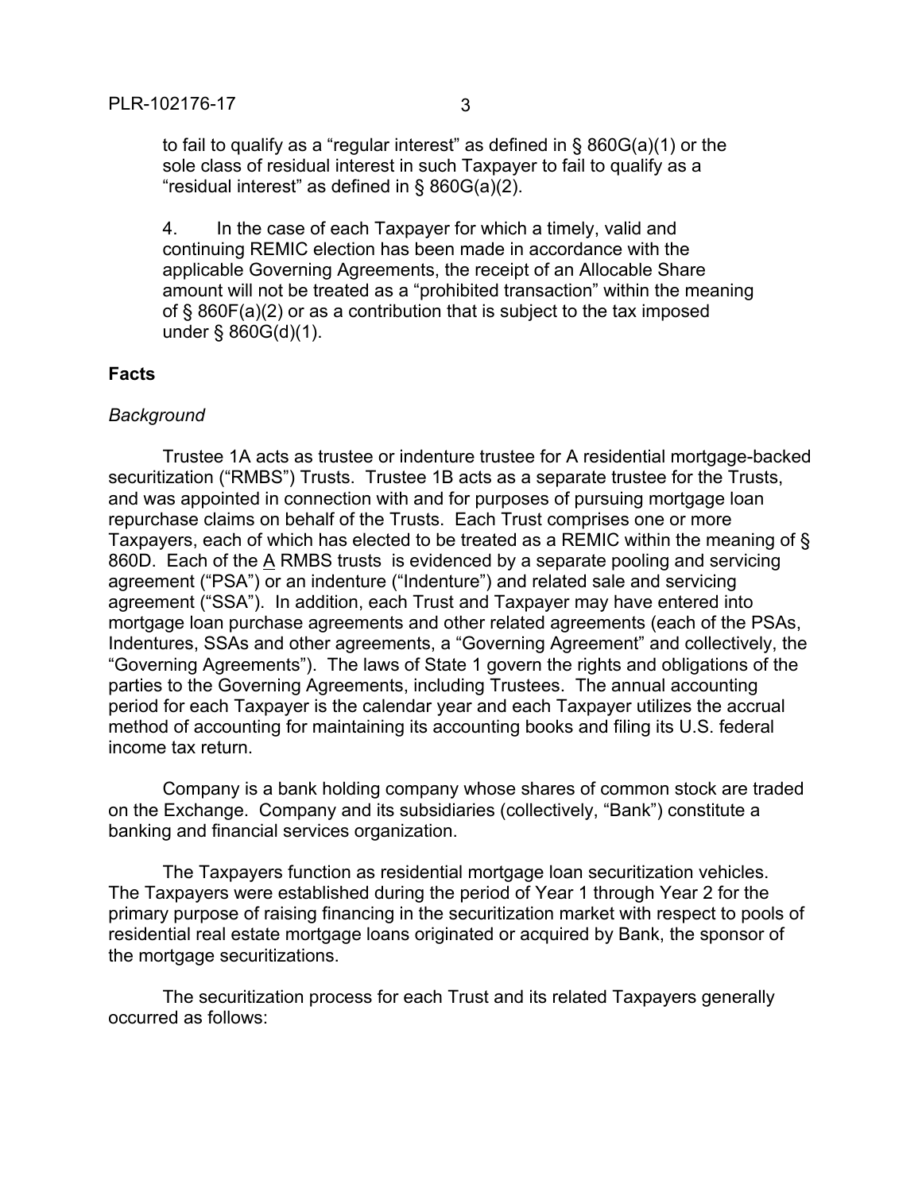to fail to qualify as a "regular interest" as defined in § 860G(a)(1) or the sole class of residual interest in such Taxpayer to fail to qualify as a "residual interest" as defined in § 860G(a)(2).

4. In the case of each Taxpayer for which a timely, valid and continuing REMIC election has been made in accordance with the applicable Governing Agreements, the receipt of an Allocable Share amount will not be treated as a "prohibited transaction" within the meaning of § 860F(a)(2) or as a contribution that is subject to the tax imposed under § 860G(d)(1).

**Facts**

*Background*

Trustee 1A acts as trustee or indenture trustee for A residential mortgage-backed securitization ("RMBS") Trusts. Trustee 1B acts as a separate trustee for the Trusts, and was appointed in connection with and for purposes of pursuing mortgage loan repurchase claims on behalf of the Trusts. Each Trust comprises one or more Taxpayers, each of which has elected to be treated as a REMIC within the meaning of § 860D. Each of the A RMBS trusts is evidenced by a separate pooling and servicing agreement ("PSA") or an indenture ("Indenture") and related sale and servicing agreement ("SSA"). In addition, each Trust and Taxpayer may have entered into mortgage loan purchase agreements and other related agreements (each of the PSAs, Indentures, SSAs and other agreements, a "Governing Agreement" and collectively, the "Governing Agreements"). The laws of State 1 govern the rights and obligations of the parties to the Governing Agreements, including Trustees. The annual accounting period for each Taxpayer is the calendar year and each Taxpayer utilizes the accrual method of accounting for maintaining its accounting books and filing its U.S. federal income tax return.

Company is a bank holding company whose shares of common stock are traded on the Exchange. Company and its subsidiaries (collectively, "Bank") constitute a banking and financial services organization.

The Taxpayers function as residential mortgage loan securitization vehicles. The Taxpayers were established during the period of Year 1 through Year 2 for the primary purpose of raising financing in the securitization market with respect to pools of residential real estate mortgage loans originated or acquired by Bank, the sponsor of the mortgage securitizations.

The securitization process for each Trust and its related Taxpayers generally occurred as follows: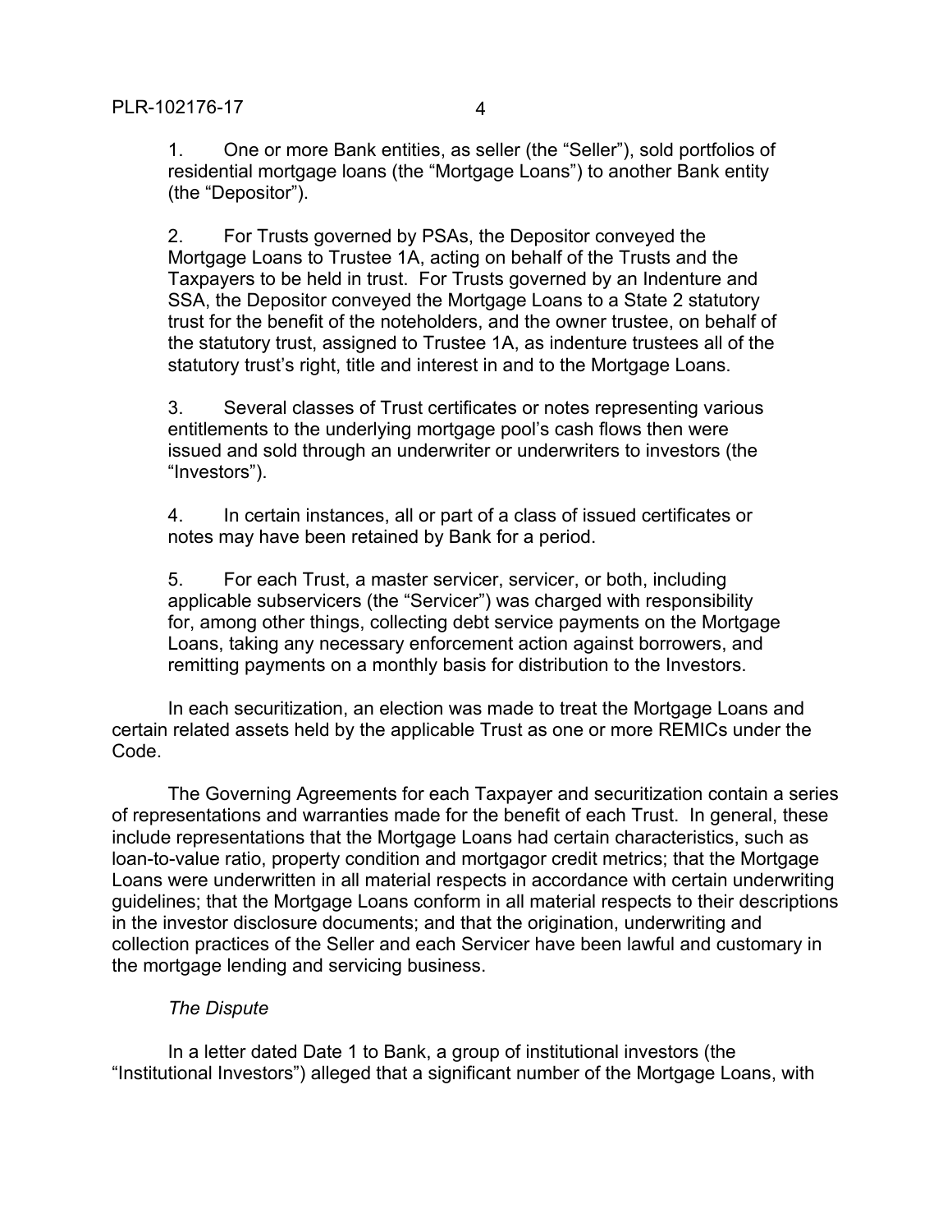1. One or more Bank entities, as seller (the "Seller"), sold portfolios of residential mortgage loans (the "Mortgage Loans") to another Bank entity (the "Depositor").

2. For Trusts governed by PSAs, the Depositor conveyed the Mortgage Loans to Trustee 1A, acting on behalf of the Trusts and the Taxpayers to be held in trust. For Trusts governed by an Indenture and SSA, the Depositor conveyed the Mortgage Loans to a State 2 statutory trust for the benefit of the noteholders, and the owner trustee, on behalf of the statutory trust, assigned to Trustee 1A, as indenture trustees all of the statutory trust's right, title and interest in and to the Mortgage Loans.

3. Several classes of Trust certificates or notes representing various entitlements to the underlying mortgage pool's cash flows then were issued and sold through an underwriter or underwriters to investors (the "Investors").

4. In certain instances, all or part of a class of issued certificates or notes may have been retained by Bank for a period.

5. For each Trust, a master servicer, servicer, or both, including applicable subservicers (the "Servicer") was charged with responsibility for, among other things, collecting debt service payments on the Mortgage Loans, taking any necessary enforcement action against borrowers, and remitting payments on a monthly basis for distribution to the Investors.

In each securitization, an election was made to treat the Mortgage Loans and certain related assets held by the applicable Trust as one or more REMICs under the Code.

The Governing Agreements for each Taxpayer and securitization contain a series of representations and warranties made for the benefit of each Trust. In general, these include representations that the Mortgage Loans had certain characteristics, such as loan-to-value ratio, property condition and mortgagor credit metrics; that the Mortgage Loans were underwritten in all material respects in accordance with certain underwriting guidelines; that the Mortgage Loans conform in all material respects to their descriptions in the investor disclosure documents; and that the origination, underwriting and collection practices of the Seller and each Servicer have been lawful and customary in the mortgage lending and servicing business.

*The Dispute*

In a letter dated Date 1 to Bank, a group of institutional investors (the "Institutional Investors") alleged that a significant number of the Mortgage Loans, with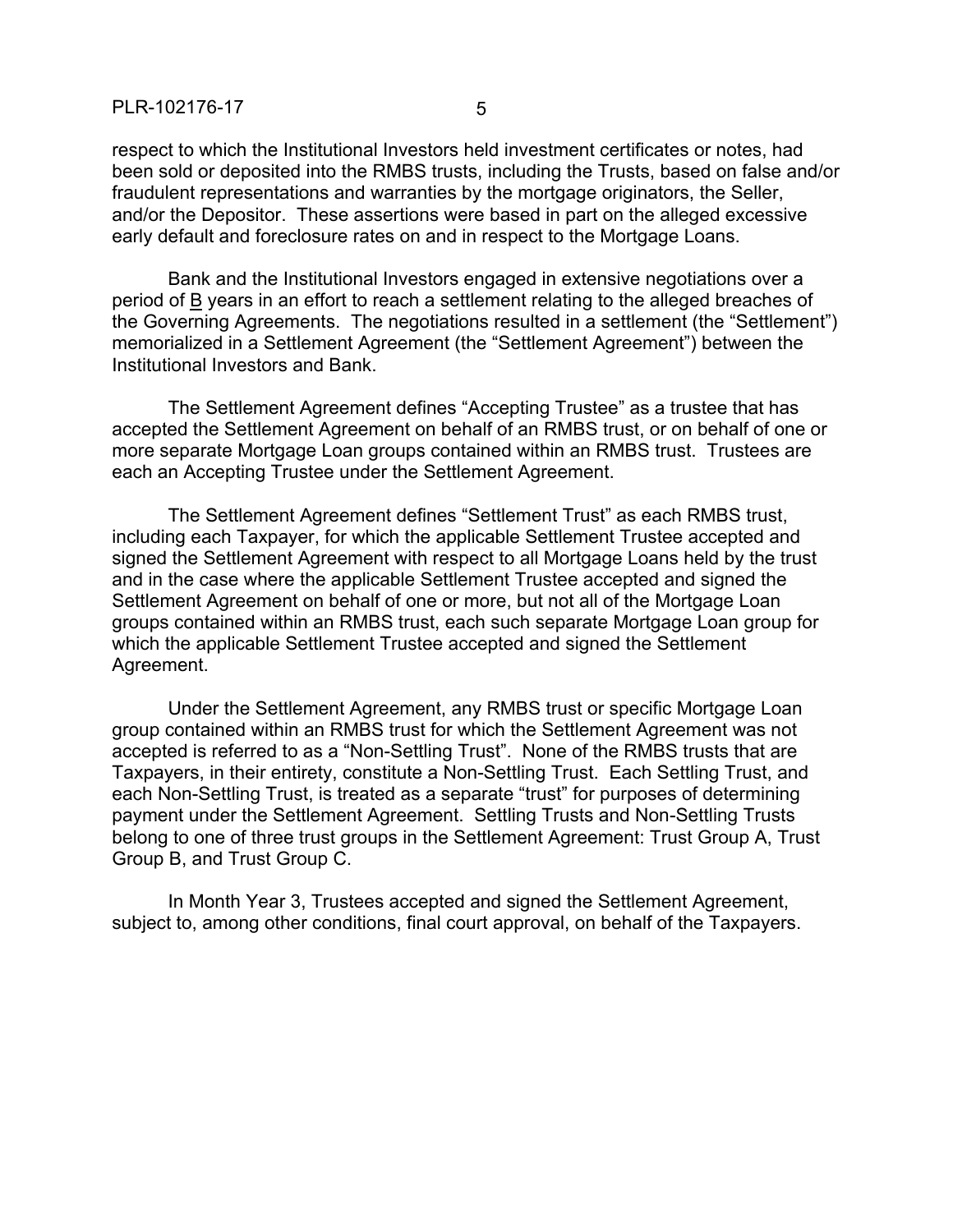respect to which the Institutional Investors held investment certificates or notes, had been sold or deposited into the RMBS trusts, including the Trusts, based on false and/or fraudulent representations and warranties by the mortgage originators, the Seller, and/or the Depositor. These assertions were based in part on the alleged excessive early default and foreclosure rates on and in respect to the Mortgage Loans.

Bank and the Institutional Investors engaged in extensive negotiations over a period of B years in an effort to reach a settlement relating to the alleged breaches of the Governing Agreements. The negotiations resulted in a settlement (the "Settlement") memorialized in a Settlement Agreement (the "Settlement Agreement") between the Institutional Investors and Bank.

The Settlement Agreement defines "Accepting Trustee" as a trustee that has accepted the Settlement Agreement on behalf of an RMBS trust, or on behalf of one or more separate Mortgage Loan groups contained within an RMBS trust. Trustees are each an Accepting Trustee under the Settlement Agreement.

The Settlement Agreement defines "Settlement Trust" as each RMBS trust, including each Taxpayer, for which the applicable Settlement Trustee accepted and signed the Settlement Agreement with respect to all Mortgage Loans held by the trust and in the case where the applicable Settlement Trustee accepted and signed the Settlement Agreement on behalf of one or more, but not all of the Mortgage Loan groups contained within an RMBS trust, each such separate Mortgage Loan group for which the applicable Settlement Trustee accepted and signed the Settlement Agreement.

Under the Settlement Agreement, any RMBS trust or specific Mortgage Loan group contained within an RMBS trust for which the Settlement Agreement was not accepted is referred to as a "Non-Settling Trust". None of the RMBS trusts that are Taxpayers, in their entirety, constitute a Non-Settling Trust. Each Settling Trust, and each Non-Settling Trust, is treated as a separate "trust" for purposes of determining payment under the Settlement Agreement. Settling Trusts and Non-Settling Trusts belong to one of three trust groups in the Settlement Agreement: Trust Group A, Trust Group B, and Trust Group C.

In Month Year 3, Trustees accepted and signed the Settlement Agreement, subject to, among other conditions, final court approval, on behalf of the Taxpayers.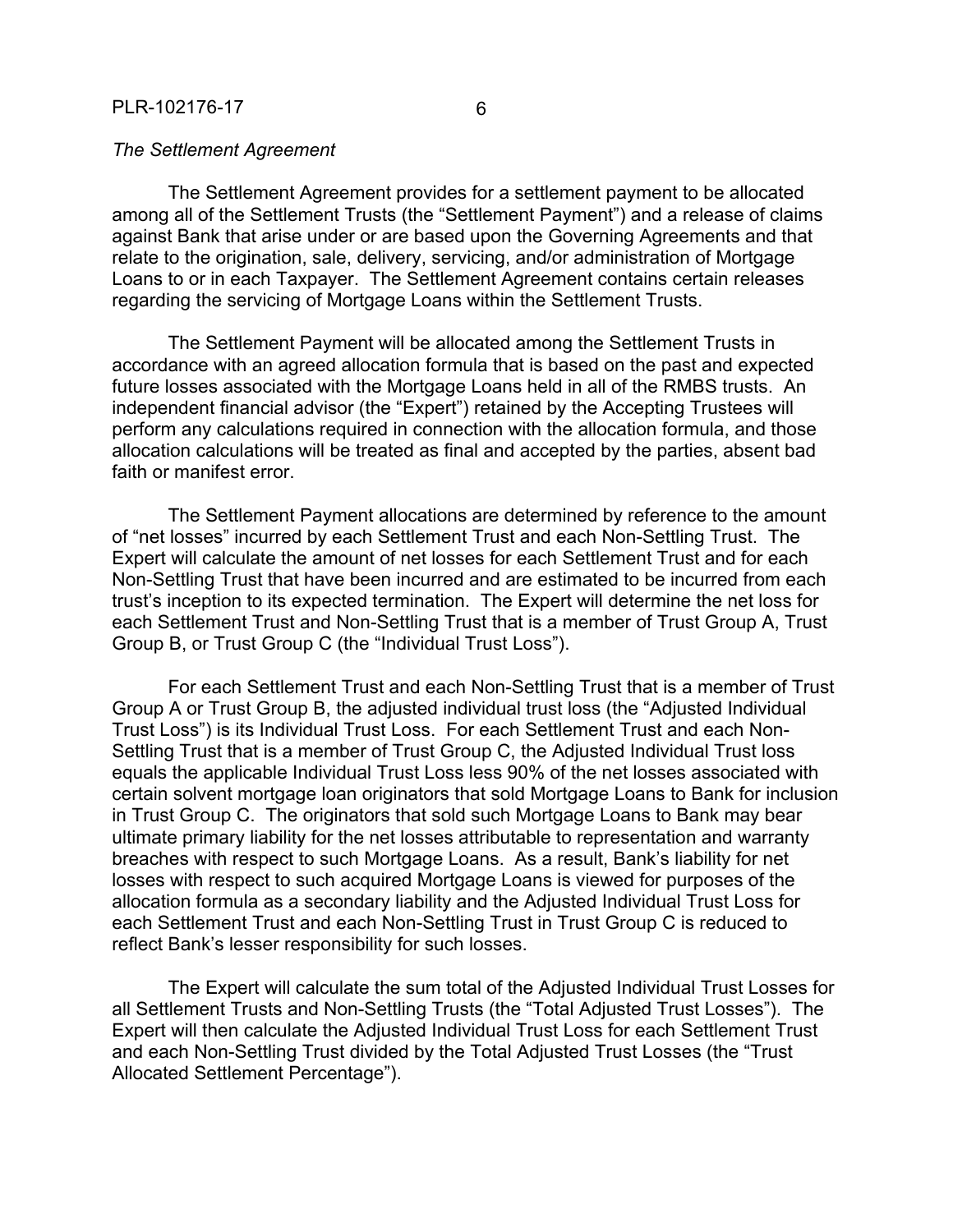*The Settlement Agreement*

The Settlement Agreement provides for a settlement payment to be allocated among all of the Settlement Trusts (the "Settlement Payment") and a release of claims against Bank that arise under or are based upon the Governing Agreements and that relate to the origination, sale, delivery, servicing, and/or administration of Mortgage Loans to or in each Taxpayer. The Settlement Agreement contains certain releases regarding the servicing of Mortgage Loans within the Settlement Trusts.

The Settlement Payment will be allocated among the Settlement Trusts in accordance with an agreed allocation formula that is based on the past and expected future losses associated with the Mortgage Loans held in all of the RMBS trusts. An independent financial advisor (the "Expert") retained by the Accepting Trustees will perform any calculations required in connection with the allocation formula, and those allocation calculations will be treated as final and accepted by the parties, absent bad faith or manifest error.

The Settlement Payment allocations are determined by reference to the amount of "net losses" incurred by each Settlement Trust and each Non-Settling Trust. The Expert will calculate the amount of net losses for each Settlement Trust and for each Non-Settling Trust that have been incurred and are estimated to be incurred from each trust's inception to its expected termination. The Expert will determine the net loss for each Settlement Trust and Non-Settling Trust that is a member of Trust Group A, Trust Group B, or Trust Group C (the "Individual Trust Loss").

For each Settlement Trust and each Non-Settling Trust that is a member of Trust Group A or Trust Group B, the adjusted individual trust loss (the "Adjusted Individual Trust Loss") is its Individual Trust Loss. For each Settlement Trust and each Non-Settling Trust that is a member of Trust Group C, the Adjusted Individual Trust loss equals the applicable Individual Trust Loss less 90% of the net losses associated with certain solvent mortgage loan originators that sold Mortgage Loans to Bank for inclusion in Trust Group C. The originators that sold such Mortgage Loans to Bank may bear ultimate primary liability for the net losses attributable to representation and warranty breaches with respect to such Mortgage Loans. As a result, Bank's liability for net losses with respect to such acquired Mortgage Loans is viewed for purposes of the allocation formula as a secondary liability and the Adjusted Individual Trust Loss for each Settlement Trust and each Non-Settling Trust in Trust Group C is reduced to reflect Bank's lesser responsibility for such losses.

The Expert will calculate the sum total of the Adjusted Individual Trust Losses for all Settlement Trusts and Non-Settling Trusts (the "Total Adjusted Trust Losses"). The Expert will then calculate the Adjusted Individual Trust Loss for each Settlement Trust and each Non-Settling Trust divided by the Total Adjusted Trust Losses (the "Trust Allocated Settlement Percentage").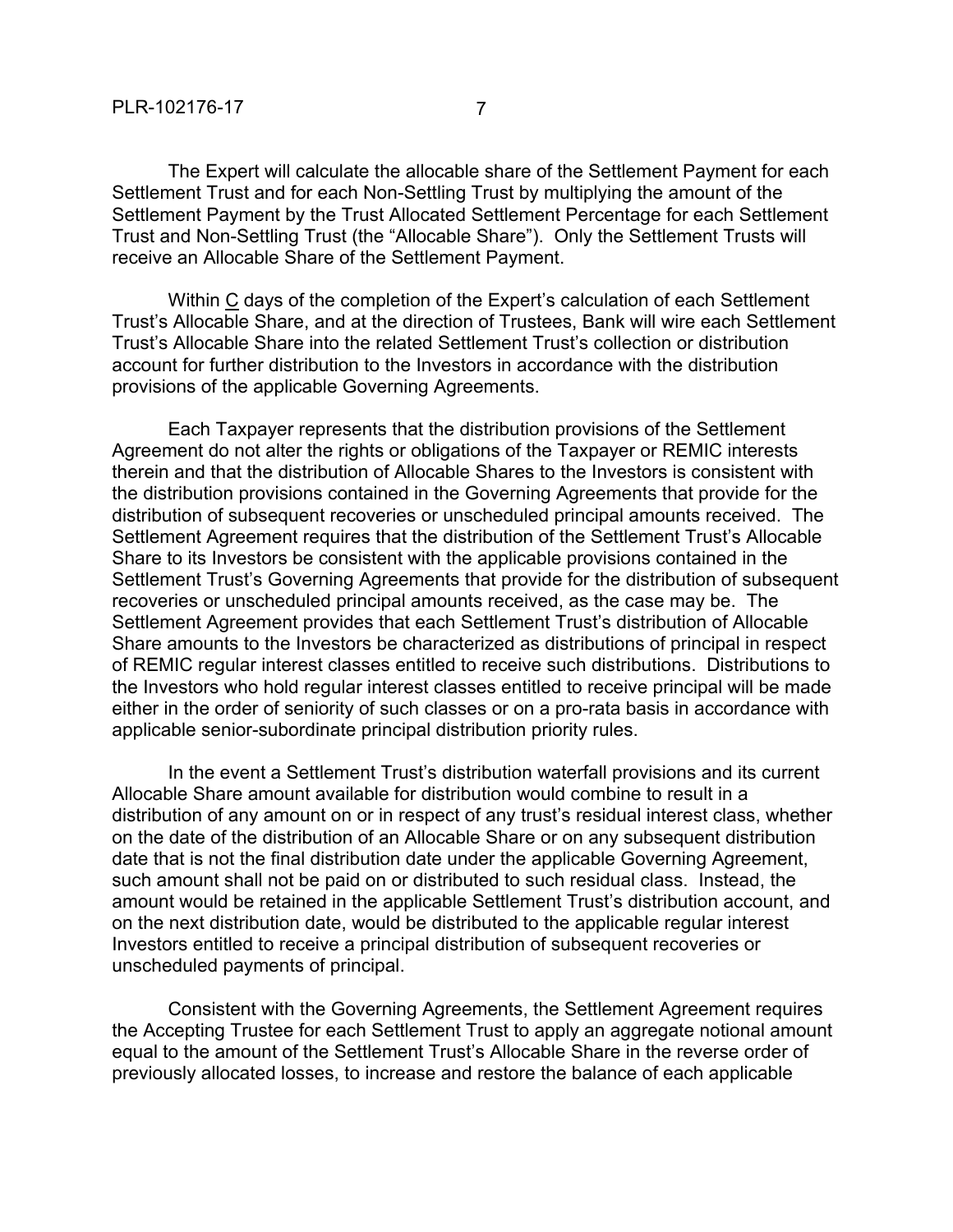The Expert will calculate the allocable share of the Settlement Payment for each Settlement Trust and for each Non-Settling Trust by multiplying the amount of the Settlement Payment by the Trust Allocated Settlement Percentage for each Settlement Trust and Non-Settling Trust (the "Allocable Share"). Only the Settlement Trusts will receive an Allocable Share of the Settlement Payment.

Within C days of the completion of the Expert's calculation of each Settlement Trust's Allocable Share, and at the direction of Trustees, Bank will wire each Settlement Trust's Allocable Share into the related Settlement Trust's collection or distribution account for further distribution to the Investors in accordance with the distribution provisions of the applicable Governing Agreements.

Each Taxpayer represents that the distribution provisions of the Settlement Agreement do not alter the rights or obligations of the Taxpayer or REMIC interests therein and that the distribution of Allocable Shares to the Investors is consistent with the distribution provisions contained in the Governing Agreements that provide for the distribution of subsequent recoveries or unscheduled principal amounts received. The Settlement Agreement requires that the distribution of the Settlement Trust's Allocable Share to its Investors be consistent with the applicable provisions contained in the Settlement Trust's Governing Agreements that provide for the distribution of subsequent recoveries or unscheduled principal amounts received, as the case may be. The Settlement Agreement provides that each Settlement Trust's distribution of Allocable Share amounts to the Investors be characterized as distributions of principal in respect of REMIC regular interest classes entitled to receive such distributions. Distributions to the Investors who hold regular interest classes entitled to receive principal will be made either in the order of seniority of such classes or on a pro-rata basis in accordance with applicable senior-subordinate principal distribution priority rules.

In the event a Settlement Trust's distribution waterfall provisions and its current Allocable Share amount available for distribution would combine to result in a distribution of any amount on or in respect of any trust's residual interest class, whether on the date of the distribution of an Allocable Share or on any subsequent distribution date that is not the final distribution date under the applicable Governing Agreement, such amount shall not be paid on or distributed to such residual class. Instead, the amount would be retained in the applicable Settlement Trust's distribution account, and on the next distribution date, would be distributed to the applicable regular interest Investors entitled to receive a principal distribution of subsequent recoveries or unscheduled payments of principal.

Consistent with the Governing Agreements, the Settlement Agreement requires the Accepting Trustee for each Settlement Trust to apply an aggregate notional amount equal to the amount of the Settlement Trust's Allocable Share in the reverse order of previously allocated losses, to increase and restore the balance of each applicable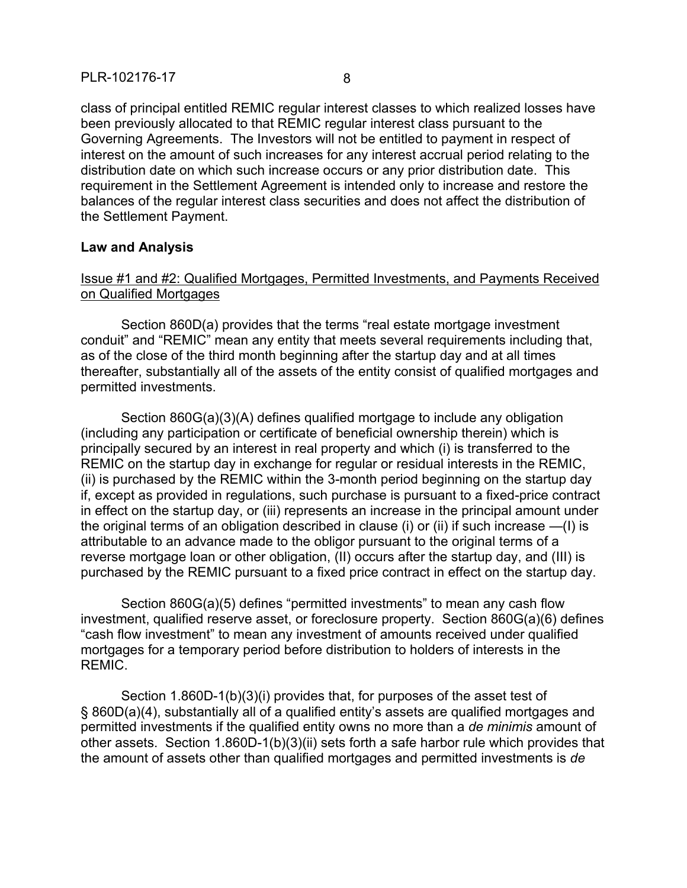class of principal entitled REMIC regular interest classes to which realized losses have been previously allocated to that REMIC regular interest class pursuant to the Governing Agreements. The Investors will not be entitled to payment in respect of interest on the amount of such increases for any interest accrual period relating to the distribution date on which such increase occurs or any prior distribution date. This requirement in the Settlement Agreement is intended only to increase and restore the balances of the regular interest class securities and does not affect the distribution of the Settlement Payment.

**Law and Analysis**

Issue #1 and #2: Qualified Mortgages, Permitted Investments, and Payments Received on Qualified Mortgages

Section 860D(a) provides that the terms "real estate mortgage investment conduit" and "REMIC" mean any entity that meets several requirements including that, as of the close of the third month beginning after the startup day and at all times thereafter, substantially all of the assets of the entity consist of qualified mortgages and permitted investments.

Section 860G(a)(3)(A) defines qualified mortgage to include any obligation (including any participation or certificate of beneficial ownership therein) which is principally secured by an interest in real property and which (i) is transferred to the REMIC on the startup day in exchange for regular or residual interests in the REMIC, (ii) is purchased by the REMIC within the 3-month period beginning on the startup day if, except as provided in regulations, such purchase is pursuant to a fixed-price contract in effect on the startup day, or (iii) represents an increase in the principal amount under the original terms of an obligation described in clause (i) or (ii) if such increase —(I) is attributable to an advance made to the obligor pursuant to the original terms of a reverse mortgage loan or other obligation, (II) occurs after the startup day, and (III) is purchased by the REMIC pursuant to a fixed price contract in effect on the startup day.

Section 860G(a)(5) defines "permitted investments" to mean any cash flow investment, qualified reserve asset, or foreclosure property. Section 860G(a)(6) defines "cash flow investment" to mean any investment of amounts received under qualified mortgages for a temporary period before distribution to holders of interests in the REMIC.

Section 1.860D-1(b)(3)(i) provides that, for purposes of the asset test of § 860D(a)(4), substantially all of a qualified entity's assets are qualified mortgages and permitted investments if the qualified entity owns no more than a *de minimis* amount of other assets. Section 1.860D-1(b)(3)(ii) sets forth a safe harbor rule which provides that the amount of assets other than qualified mortgages and permitted investments is *de*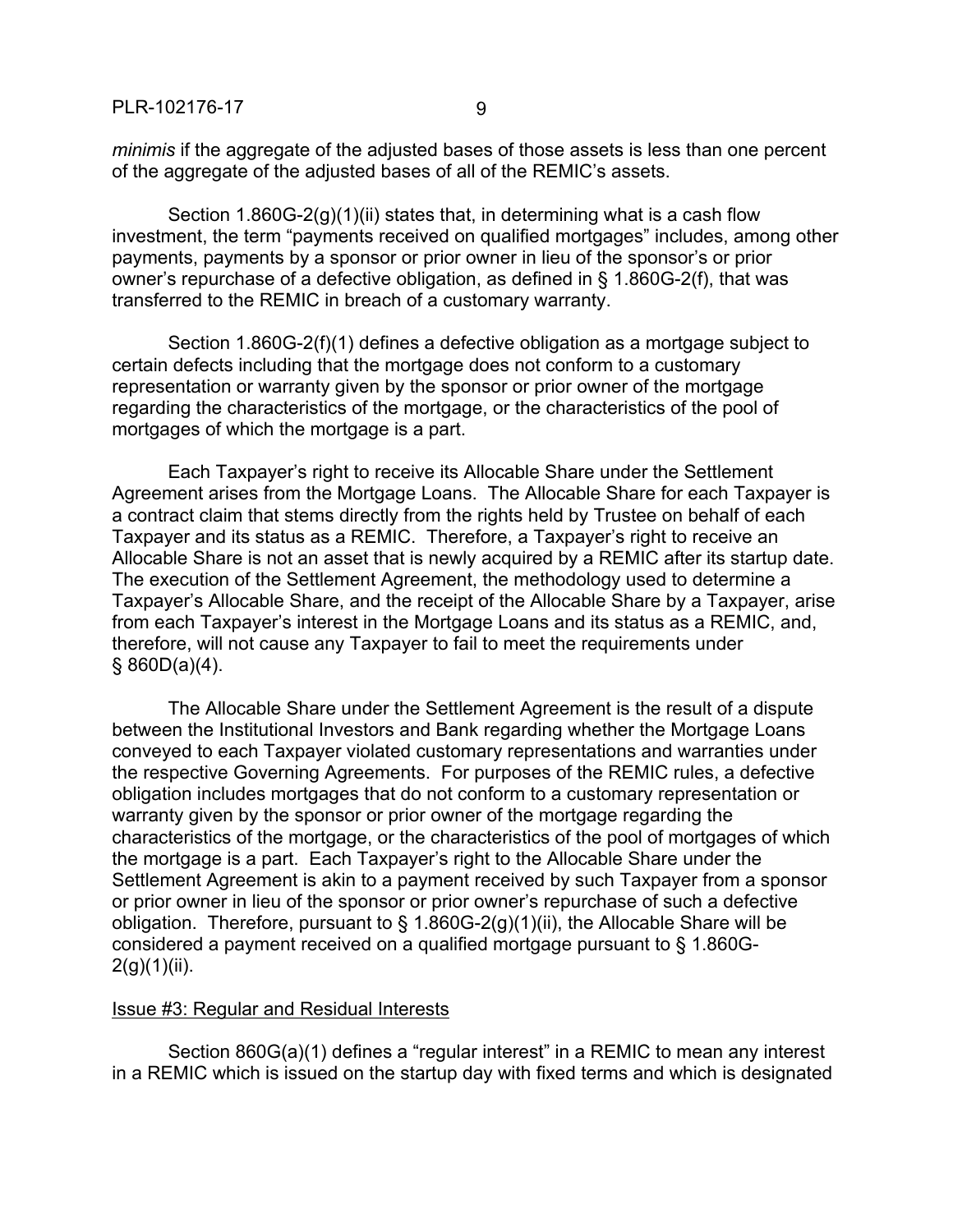*minimis* if the aggregate of the adjusted bases of those assets is less than one percent of the aggregate of the adjusted bases of all of the REMIC's assets.

Section 1.860G-2(g)(1)(ii) states that, in determining what is a cash flow investment, the term "payments received on qualified mortgages" includes, among other payments, payments by a sponsor or prior owner in lieu of the sponsor's or prior owner's repurchase of a defective obligation, as defined in § 1.860G-2(f), that was transferred to the REMIC in breach of a customary warranty.

Section 1.860G-2(f)(1) defines a defective obligation as a mortgage subject to certain defects including that the mortgage does not conform to a customary representation or warranty given by the sponsor or prior owner of the mortgage regarding the characteristics of the mortgage, or the characteristics of the pool of mortgages of which the mortgage is a part.

Each Taxpayer's right to receive its Allocable Share under the Settlement Agreement arises from the Mortgage Loans. The Allocable Share for each Taxpayer is a contract claim that stems directly from the rights held by Trustee on behalf of each Taxpayer and its status as a REMIC. Therefore, a Taxpayer's right to receive an Allocable Share is not an asset that is newly acquired by a REMIC after its startup date. The execution of the Settlement Agreement, the methodology used to determine a Taxpayer's Allocable Share, and the receipt of the Allocable Share by a Taxpayer, arise from each Taxpayer's interest in the Mortgage Loans and its status as a REMIC, and, therefore, will not cause any Taxpayer to fail to meet the requirements under § 860D(a)(4).

The Allocable Share under the Settlement Agreement is the result of a dispute between the Institutional Investors and Bank regarding whether the Mortgage Loans conveyed to each Taxpayer violated customary representations and warranties under the respective Governing Agreements. For purposes of the REMIC rules, a defective obligation includes mortgages that do not conform to a customary representation or warranty given by the sponsor or prior owner of the mortgage regarding the characteristics of the mortgage, or the characteristics of the pool of mortgages of which the mortgage is a part. Each Taxpayer's right to the Allocable Share under the Settlement Agreement is akin to a payment received by such Taxpayer from a sponsor or prior owner in lieu of the sponsor or prior owner's repurchase of such a defective obligation. Therefore, pursuant to § 1.860G-2(g)(1)(ii), the Allocable Share will be considered a payment received on a qualified mortgage pursuant to § 1.860G-2(g)(1)(ii).

Issue #3: Regular and Residual Interests

Section 860G(a)(1) defines a "regular interest" in a REMIC to mean any interest in a REMIC which is issued on the startup day with fixed terms and which is designated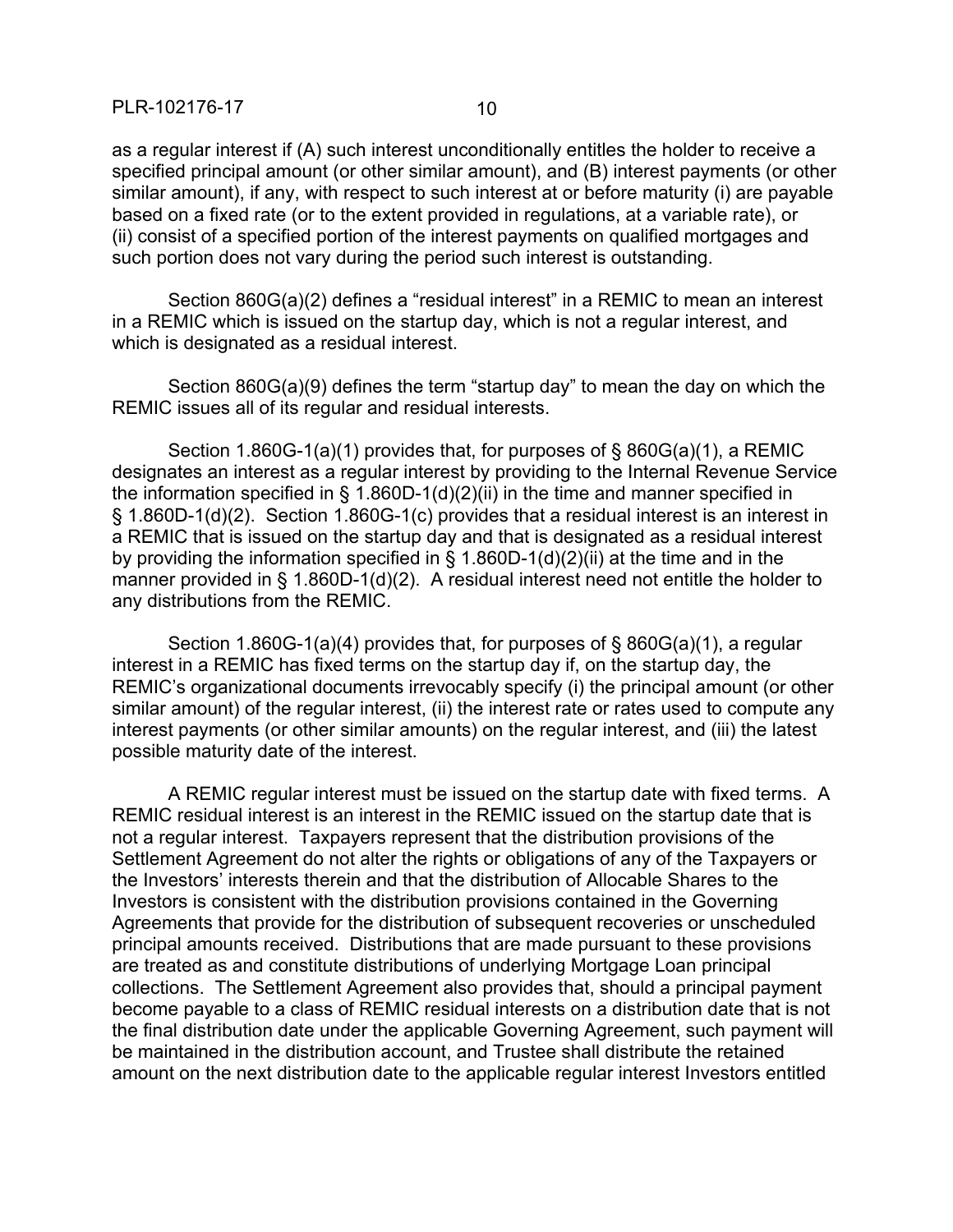as a regular interest if (A) such interest unconditionally entitles the holder to receive a specified principal amount (or other similar amount), and (B) interest payments (or other similar amount), if any, with respect to such interest at or before maturity (i) are payable based on a fixed rate (or to the extent provided in regulations, at a variable rate), or (ii) consist of a specified portion of the interest payments on qualified mortgages and such portion does not vary during the period such interest is outstanding.

Section 860G(a)(2) defines a "residual interest" in a REMIC to mean an interest in a REMIC which is issued on the startup day, which is not a regular interest, and which is designated as a residual interest.

Section 860G(a)(9) defines the term "startup day" to mean the day on which the REMIC issues all of its regular and residual interests.

Section 1.860G-1(a)(1) provides that, for purposes of § 860G(a)(1), a REMIC designates an interest as a regular interest by providing to the Internal Revenue Service the information specified in § 1.860D-1(d)(2)(ii) in the time and manner specified in § 1.860D-1(d)(2). Section 1.860G-1(c) provides that a residual interest is an interest in a REMIC that is issued on the startup day and that is designated as a residual interest by providing the information specified in § 1.860D-1(d)(2)(ii) at the time and in the manner provided in § 1.860D-1(d)(2). A residual interest need not entitle the holder to any distributions from the REMIC.

Section 1.860G-1(a)(4) provides that, for purposes of § 860G(a)(1), a regular interest in a REMIC has fixed terms on the startup day if, on the startup day, the REMIC's organizational documents irrevocably specify (i) the principal amount (or other similar amount) of the regular interest, (ii) the interest rate or rates used to compute any interest payments (or other similar amounts) on the regular interest, and (iii) the latest possible maturity date of the interest.

A REMIC regular interest must be issued on the startup date with fixed terms. A REMIC residual interest is an interest in the REMIC issued on the startup date that is not a regular interest. Taxpayers represent that the distribution provisions of the Settlement Agreement do not alter the rights or obligations of any of the Taxpayers or the Investors' interests therein and that the distribution of Allocable Shares to the Investors is consistent with the distribution provisions contained in the Governing Agreements that provide for the distribution of subsequent recoveries or unscheduled principal amounts received. Distributions that are made pursuant to these provisions are treated as and constitute distributions of underlying Mortgage Loan principal collections. The Settlement Agreement also provides that, should a principal payment become payable to a class of REMIC residual interests on a distribution date that is not the final distribution date under the applicable Governing Agreement, such payment will be maintained in the distribution account, and Trustee shall distribute the retained amount on the next distribution date to the applicable regular interest Investors entitled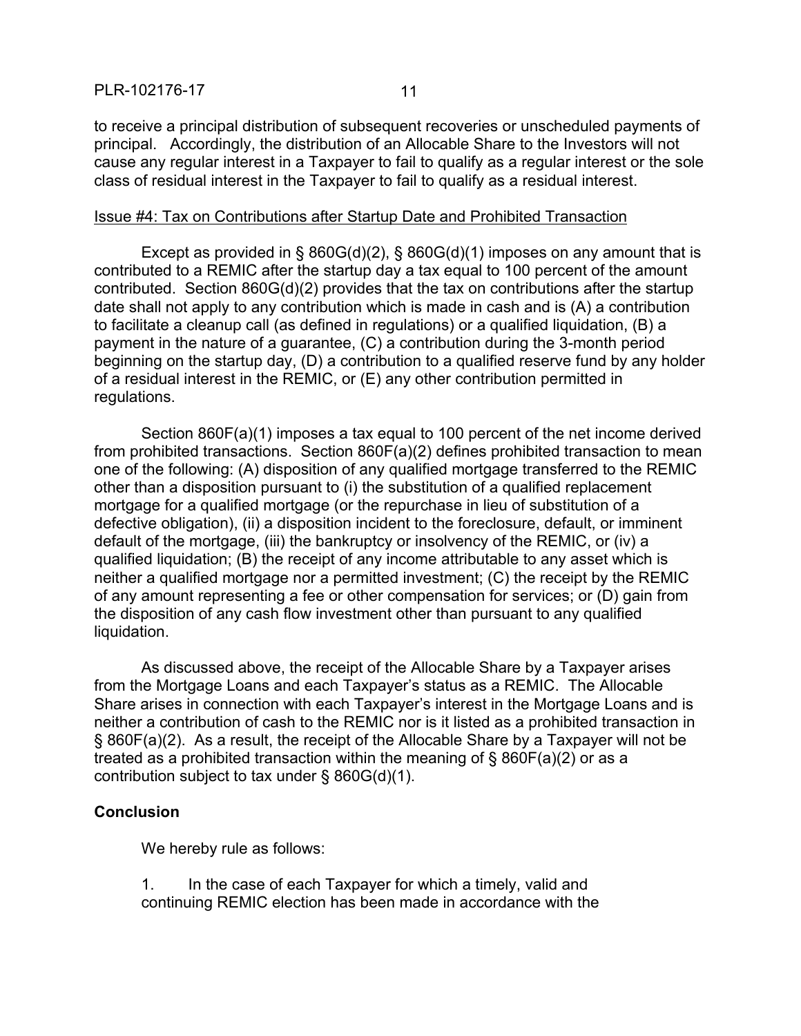to receive a principal distribution of subsequent recoveries or unscheduled payments of principal. Accordingly, the distribution of an Allocable Share to the Investors will not cause any regular interest in a Taxpayer to fail to qualify as a regular interest or the sole class of residual interest in the Taxpayer to fail to qualify as a residual interest.

Issue #4: Tax on Contributions after Startup Date and Prohibited Transaction

Except as provided in § 860G(d)(2), § 860G(d)(1) imposes on any amount that is contributed to a REMIC after the startup day a tax equal to 100 percent of the amount contributed. Section 860G(d)(2) provides that the tax on contributions after the startup date shall not apply to any contribution which is made in cash and is (A) a contribution to facilitate a cleanup call (as defined in regulations) or a qualified liquidation, (B) a payment in the nature of a guarantee, (C) a contribution during the 3-month period beginning on the startup day, (D) a contribution to a qualified reserve fund by any holder of a residual interest in the REMIC, or (E) any other contribution permitted in regulations.

Section 860F(a)(1) imposes a tax equal to 100 percent of the net income derived from prohibited transactions. Section 860F(a)(2) defines prohibited transaction to mean one of the following: (A) disposition of any qualified mortgage transferred to the REMIC other than a disposition pursuant to (i) the substitution of a qualified replacement mortgage for a qualified mortgage (or the repurchase in lieu of substitution of a defective obligation), (ii) a disposition incident to the foreclosure, default, or imminent default of the mortgage, (iii) the bankruptcy or insolvency of the REMIC, or (iv) a qualified liquidation; (B) the receipt of any income attributable to any asset which is neither a qualified mortgage nor a permitted investment; (C) the receipt by the REMIC of any amount representing a fee or other compensation for services; or (D) gain from the disposition of any cash flow investment other than pursuant to any qualified liquidation.

As discussed above, the receipt of the Allocable Share by a Taxpayer arises from the Mortgage Loans and each Taxpayer's status as a REMIC. The Allocable Share arises in connection with each Taxpayer's interest in the Mortgage Loans and is neither a contribution of cash to the REMIC nor is it listed as a prohibited transaction in § 860F(a)(2). As a result, the receipt of the Allocable Share by a Taxpayer will not be treated as a prohibited transaction within the meaning of § 860F(a)(2) or as a contribution subject to tax under § 860G(d)(1).

**Conclusion**

We hereby rule as follows:

1. In the case of each Taxpayer for which a timely, valid and continuing REMIC election has been made in accordance with the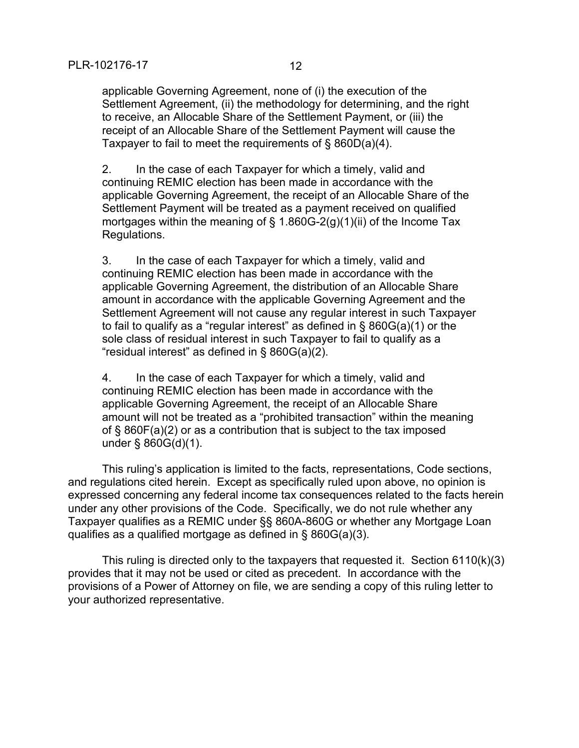applicable Governing Agreement, none of (i) the execution of the Settlement Agreement, (ii) the methodology for determining, and the right to receive, an Allocable Share of the Settlement Payment, or (iii) the receipt of an Allocable Share of the Settlement Payment will cause the Taxpayer to fail to meet the requirements of § 860D(a)(4).

2. In the case of each Taxpayer for which a timely, valid and continuing REMIC election has been made in accordance with the applicable Governing Agreement, the receipt of an Allocable Share of the Settlement Payment will be treated as a payment received on qualified mortgages within the meaning of § 1.860G-2(g)(1)(ii) of the Income Tax Regulations.

3. In the case of each Taxpayer for which a timely, valid and continuing REMIC election has been made in accordance with the applicable Governing Agreement, the distribution of an Allocable Share amount in accordance with the applicable Governing Agreement and the Settlement Agreement will not cause any regular interest in such Taxpayer to fail to qualify as a "regular interest" as defined in § 860G(a)(1) or the sole class of residual interest in such Taxpayer to fail to qualify as a "residual interest" as defined in § 860G(a)(2).

4. In the case of each Taxpayer for which a timely, valid and continuing REMIC election has been made in accordance with the applicable Governing Agreement, the receipt of an Allocable Share amount will not be treated as a "prohibited transaction" within the meaning of § 860F(a)(2) or as a contribution that is subject to the tax imposed under § 860G(d)(1).

This ruling's application is limited to the facts, representations, Code sections, and regulations cited herein. Except as specifically ruled upon above, no opinion is expressed concerning any federal income tax consequences related to the facts herein under any other provisions of the Code. Specifically, we do not rule whether any Taxpayer qualifies as a REMIC under §§ 860A-860G or whether any Mortgage Loan qualifies as a qualified mortgage as defined in § 860G(a)(3).

This ruling is directed only to the taxpayers that requested it. Section 6110(k)(3) provides that it may not be used or cited as precedent. In accordance with the provisions of a Power of Attorney on file, we are sending a copy of this ruling letter to your authorized representative.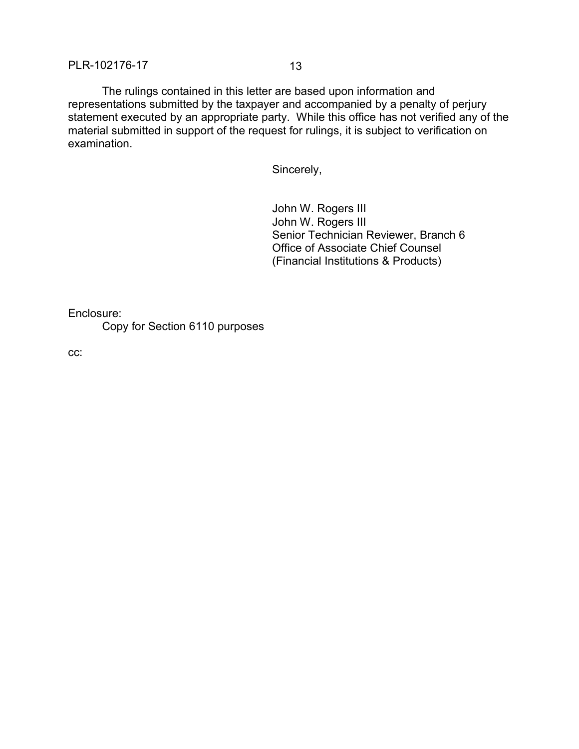The rulings contained in this letter are based upon information and representations submitted by the taxpayer and accompanied by a penalty of perjury statement executed by an appropriate party. While this office has not verified any of the material submitted in support of the request for rulings, it is subject to verification on examination.

Sincerely,

John W. Rogers III
John W. Rogers III
Senior Technician Reviewer, Branch 6
Office of Associate Chief Counsel
(Financial Institutions & Products)

Enclosure:
Copy for Section 6110 purposes

cc: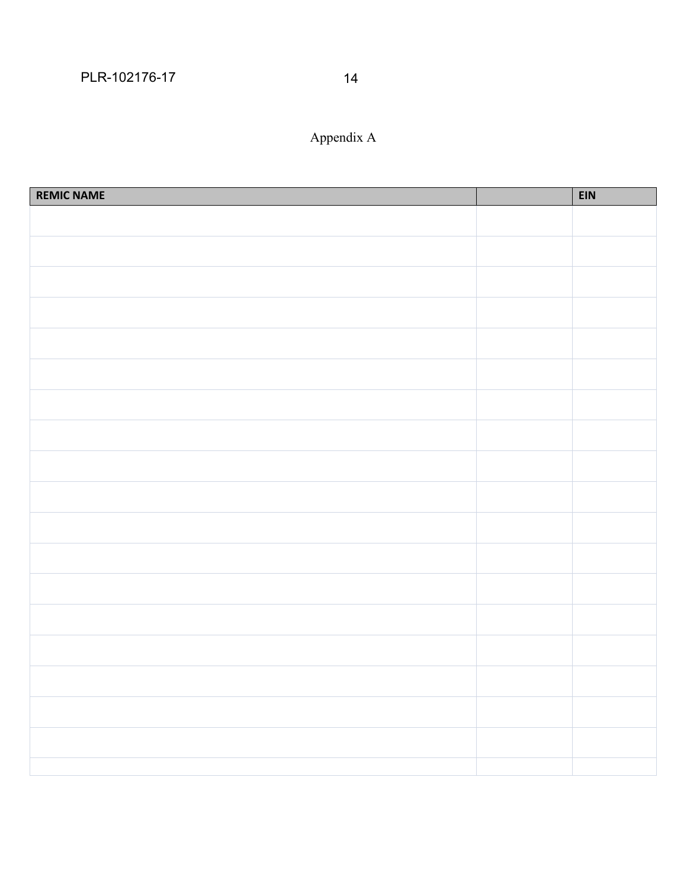Appendix A

| REMIC NAME | | EIN |
|---|---|---|
| | | |
| | | |
| | | |
| | | |
| | | |
| | | |
| | | |
| | | |
| | | |
| | | |
| | | |
| | | |
| | | |
| | | |
| | | |
| | | |
| | | |
| | | |
| | | |